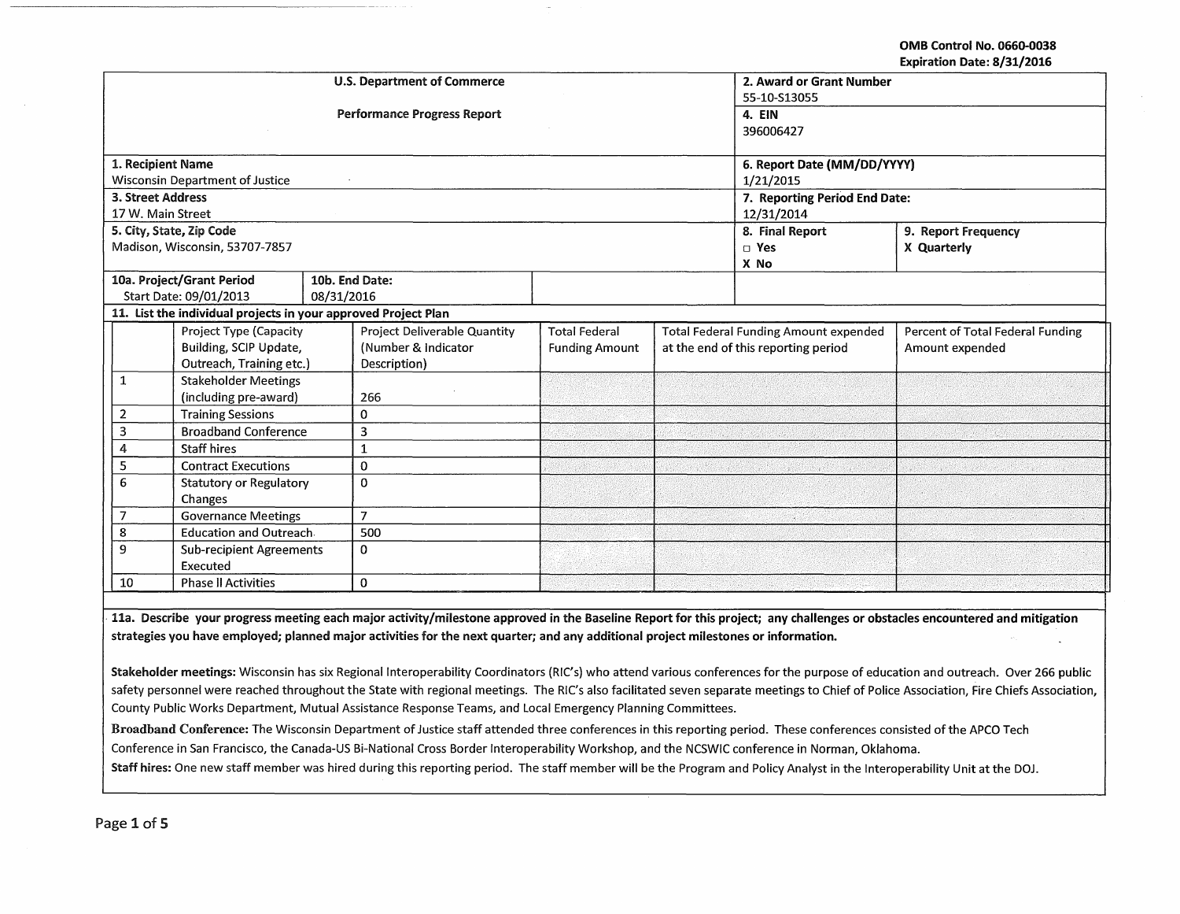OMB Control No. 0660-0038
Expiration Date: 8/31/2016

| U.S. Department of Commerce<br>Performance Progress Report | 2. Award or Grant Number<br>55-10-S13055 | |
|---|---|---|
| | 4. EIN<br>396006427 | |
| 1. Recipient Name<br>Wisconsin Department of Justice | 6. Report Date (MM/DD/YYYY)<br>1/21/2015 | |
| 3. Street Address<br>17 W. Main Street | 7. Reporting Period End Date:<br>12/31/2014 | |
| 5. City, State, Zip Code<br>Madison, Wisconsin, 53707-7857 | 8. Final Report<br>□ Yes<br>X No | 9. Report Frequency<br>X Quarterly |
| 10a. Project/Grant Period<br>Start Date: 09/01/2013 | 10b. End Date:<br>08/31/2016 | |

**11. List the individual projects in your approved Project Plan**

| | Project Type (Capacity Building, SCIP Update, Outreach, Training etc.) | Project Deliverable Quantity (Number & Indicator Description) | Total Federal Funding Amount | Total Federal Funding Amount expended at the end of this reporting period | Percent of Total Federal Funding Amount expended |
|---|---|---|---|---|---|
| 1 | Stakeholder Meetings (including pre-award) | 266 | | | |
| 2 | Training Sessions | 0 | | | |
| 3 | Broadband Conference | 3 | | | |
| 4 | Staff hires | 1 | | | |
| 5 | Contract Executions | 0 | | | |
| 6 | Statutory or Regulatory Changes | 0 | | | |
| 7 | Governance Meetings | 7 | | | |
| 8 | Education and Outreach | 500 | | | |
| 9 | Sub-recipient Agreements Executed | 0 | | | |
| 10 | Phase II Activities | 0 | | | |

**11a. Describe your progress meeting each major activity/milestone approved in the Baseline Report for this project; any challenges or obstacles encountered and mitigation strategies you have employed; planned major activities for the next quarter; and any additional project milestones or information.**

**Stakeholder meetings:** Wisconsin has six Regional Interoperability Coordinators (RIC's) who attend various conferences for the purpose of education and outreach. Over 266 public safety personnel were reached throughout the State with regional meetings. The RIC's also facilitated seven separate meetings to Chief of Police Association, Fire Chiefs Association, County Public Works Department, Mutual Assistance Response Teams, and Local Emergency Planning Committees.

**Broadband Conference:** The Wisconsin Department of Justice staff attended three conferences in this reporting period. These conferences consisted of the APCO Tech Conference in San Francisco, the Canada-US Bi-National Cross Border Interoperability Workshop, and the NCSWIC conference in Norman, Oklahoma.

**Staff hires:** One new staff member was hired during this reporting period. The staff member will be the Program and Policy Analyst in the Interoperability Unit at the DOJ.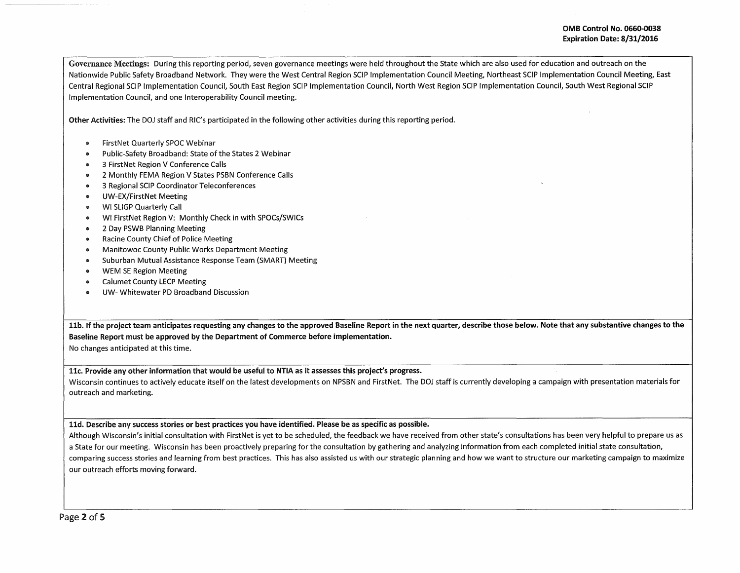**Governance Meetings:** During this reporting period, seven governance meetings were held throughout the State which are also used for education and outreach on the Nationwide Public Safety Broadband Network. They were the West Central Region SCIP Implementation Council Meeting, Northeast SCIP Implementation Council Meeting, East Central Regional SCIP Implementation Council, South East Region SCIP Implementation Council, North West Region SCIP Implementation Council, South West Regional SCIP Implementation Council, and one Interoperability Council meeting.

**Other Activities:** The DOJ staff and RIC's participated in the following other activities during this reporting period.

- FirstNet Quarterly SPOC Webinar
- Public-Safety Broadband: State of the States 2 Webinar
- 3 FirstNet Region V Conference Calls
- 2 Monthly FEMA Region V States PSBN Conference Calls
- 3 Regional SCIP Coordinator Teleconferences
- UW-EX/FirstNet Meeting
- WI SLIGP Quarterly Call
- WI FirstNet Region V: Monthly Check in with SPOCs/SWICs
- 2 Day PSWB Planning Meeting
- Racine County Chief of Police Meeting
- Manitowoc County Public Works Department Meeting
- Suburban Mutual Assistance Response Team (SMART) Meeting
- WEM SE Region Meeting
- Calumet County LECP Meeting
- UW- Whitewater PD Broadband Discussion

**11b. If the project team anticipates requesting any changes to the approved Baseline Report in the next quarter, describe those below. Note that any substantive changes to the Baseline Report must be approved by the Department of Commerce before implementation.**

No changes anticipated at this time.

**11c. Provide any other information that would be useful to NTIA as it assesses this project's progress.**

Wisconsin continues to actively educate itself on the latest developments on NPSBN and FirstNet. The DOJ staff is currently developing a campaign with presentation materials for outreach and marketing.

**11d. Describe any success stories or best practices you have identified. Please be as specific as possible.**

Although Wisconsin's initial consultation with FirstNet is yet to be scheduled, the feedback we have received from other state's consultations has been very helpful to prepare us as a State for our meeting. Wisconsin has been proactively preparing for the consultation by gathering and analyzing information from each completed initial state consultation, comparing success stories and learning from best practices. This has also assisted us with our strategic planning and how we want to structure our marketing campaign to maximize our outreach efforts moving forward.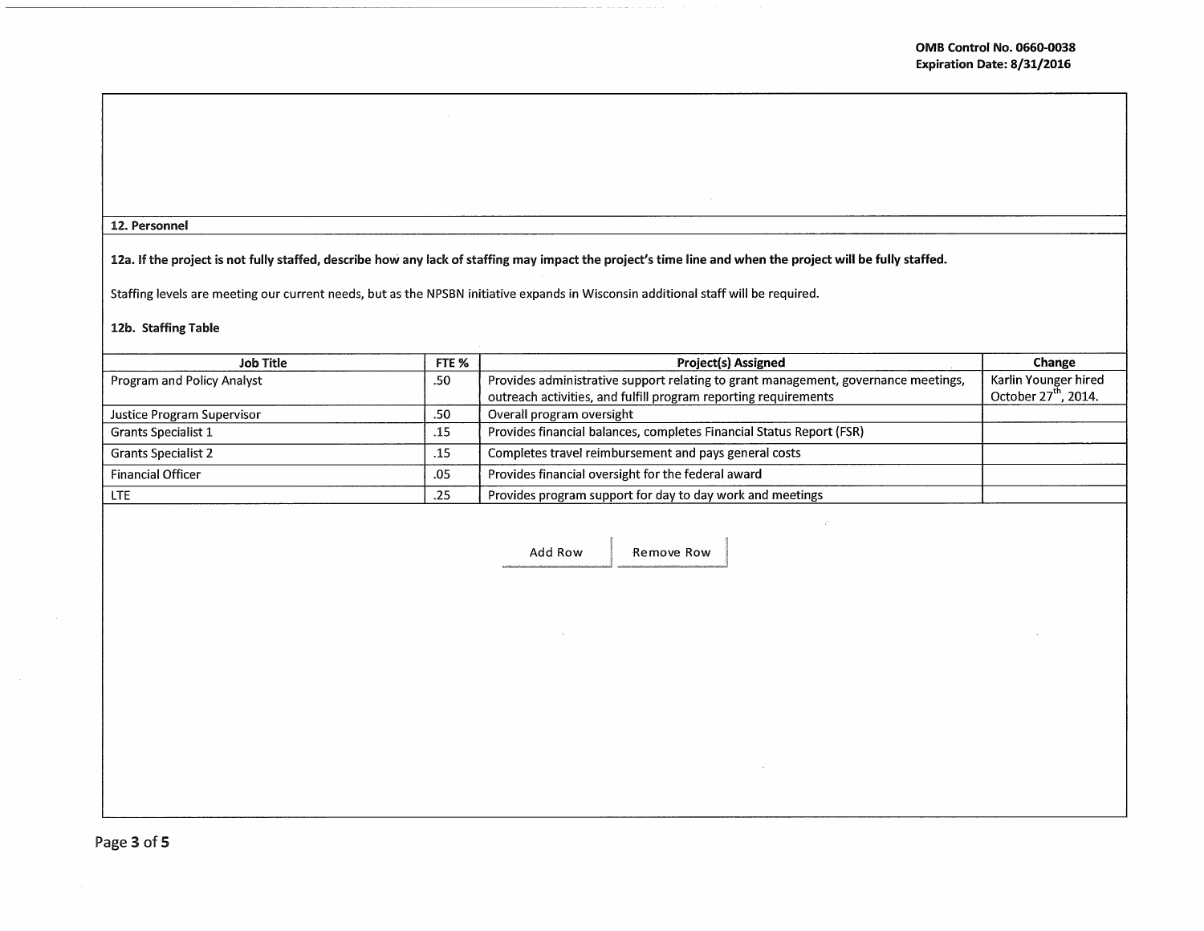### 12. Personnel

**12a. If the project is not fully staffed, describe how any lack of staffing may impact the project's time line and when the project will be fully staffed.**

Staffing levels are meeting our current needs, but as the NPSBN initiative expands in Wisconsin additional staff will be required.

**12b. Staffing Table**

| Job Title | FTE % | Project(s) Assigned | Change |
|---|---|---|---|
| Program and Policy Analyst | .50 | Provides administrative support relating to grant management, governance meetings, outreach activities, and fulfill program reporting requirements | Karlin Younger hired October 27th, 2014. |
| Justice Program Supervisor | .50 | Overall program oversight | |
| Grants Specialist 1 | .15 | Provides financial balances, completes Financial Status Report (FSR) | |
| Grants Specialist 2 | .15 | Completes travel reimbursement and pays general costs | |
| Financial Officer | .05 | Provides financial oversight for the federal award | |
| LTE | .25 | Provides program support for day to day work and meetings | |

Add Row | Remove Row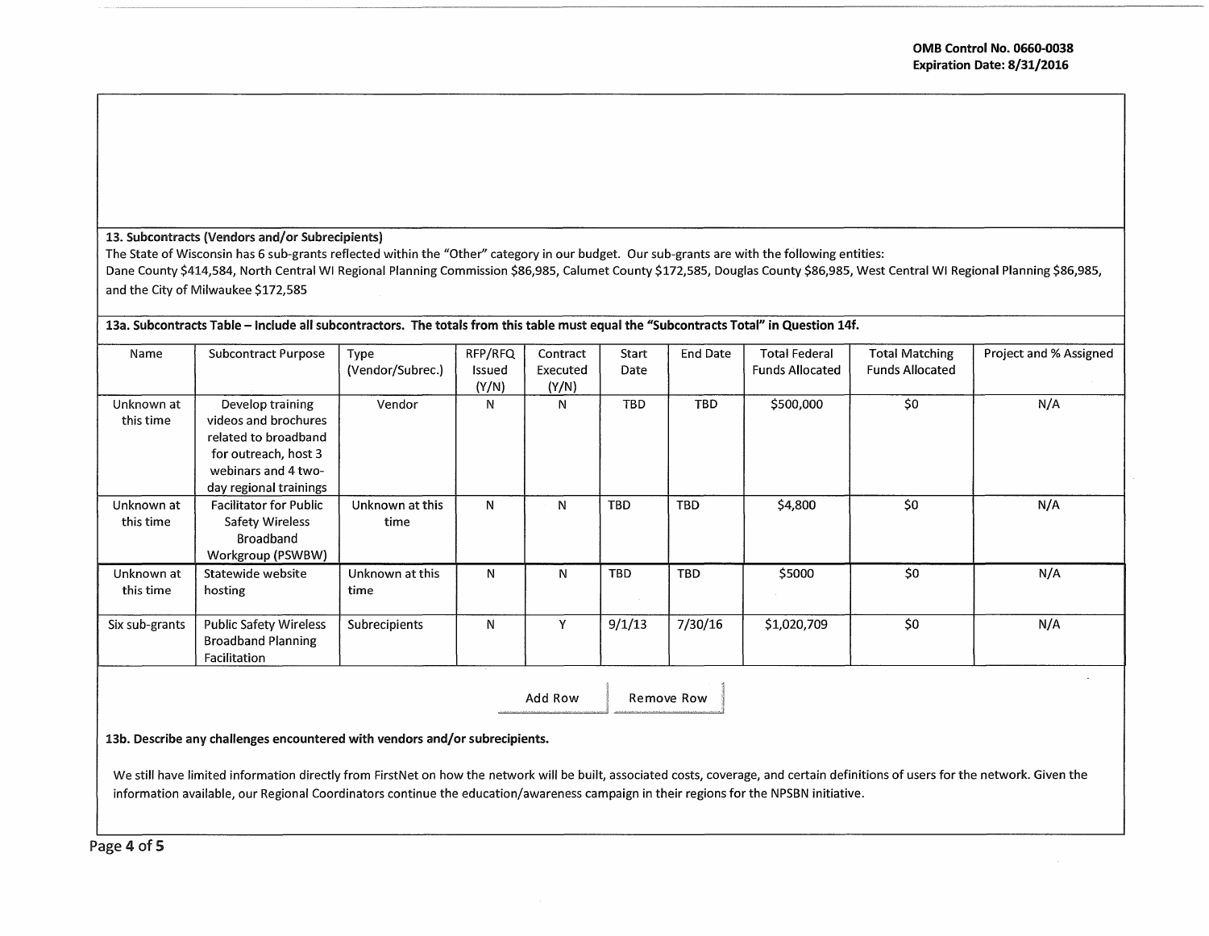### 13. Subcontracts (Vendors and/or Subrecipients)

The State of Wisconsin has 6 sub-grants reflected within the "Other" category in our budget. Our sub-grants are with the following entities:
Dane County $414,584, North Central WI Regional Planning Commission $86,985, Calumet County $172,585, Douglas County $86,985, West Central WI Regional Planning $86,985, and the City of Milwaukee $172,585

### 13a. Subcontracts Table – Include all subcontractors. The totals from this table must equal the "Subcontracts Total" in Question 14f.

| Name | Subcontract Purpose | Type (Vendor/Subrec.) | RFP/RFQ Issued (Y/N) | Contract Executed (Y/N) | Start Date | End Date | Total Federal Funds Allocated | Total Matching Funds Allocated | Project and % Assigned |
|---|---|---|---|---|---|---|---|---|---|
| Unknown at this time | Develop training videos and brochures related to broadband for outreach, host 3 webinars and 4 two-day regional trainings | Vendor | N | N | TBD | TBD | $500,000 | $0 | N/A |
| Unknown at this time | Facilitator for Public Safety Wireless Broadband Workgroup (PSWBW) | Unknown at this time | N | N | TBD | TBD | $4,800 | $0 | N/A |
| Unknown at this time | Statewide website hosting | Unknown at this time | N | N | TBD | TBD | $5000 | $0 | N/A |
| Six sub-grants | Public Safety Wireless Broadband Planning Facilitation | Subrecipients | N | Y | 9/1/13 | 7/30/16 | $1,020,709 | $0 | N/A |

### 13b. Describe any challenges encountered with vendors and/or subrecipients.

We still have limited information directly from FirstNet on how the network will be built, associated costs, coverage, and certain definitions of users for the network. Given the information available, our Regional Coordinators continue the education/awareness campaign in their regions for the NPSBN initiative.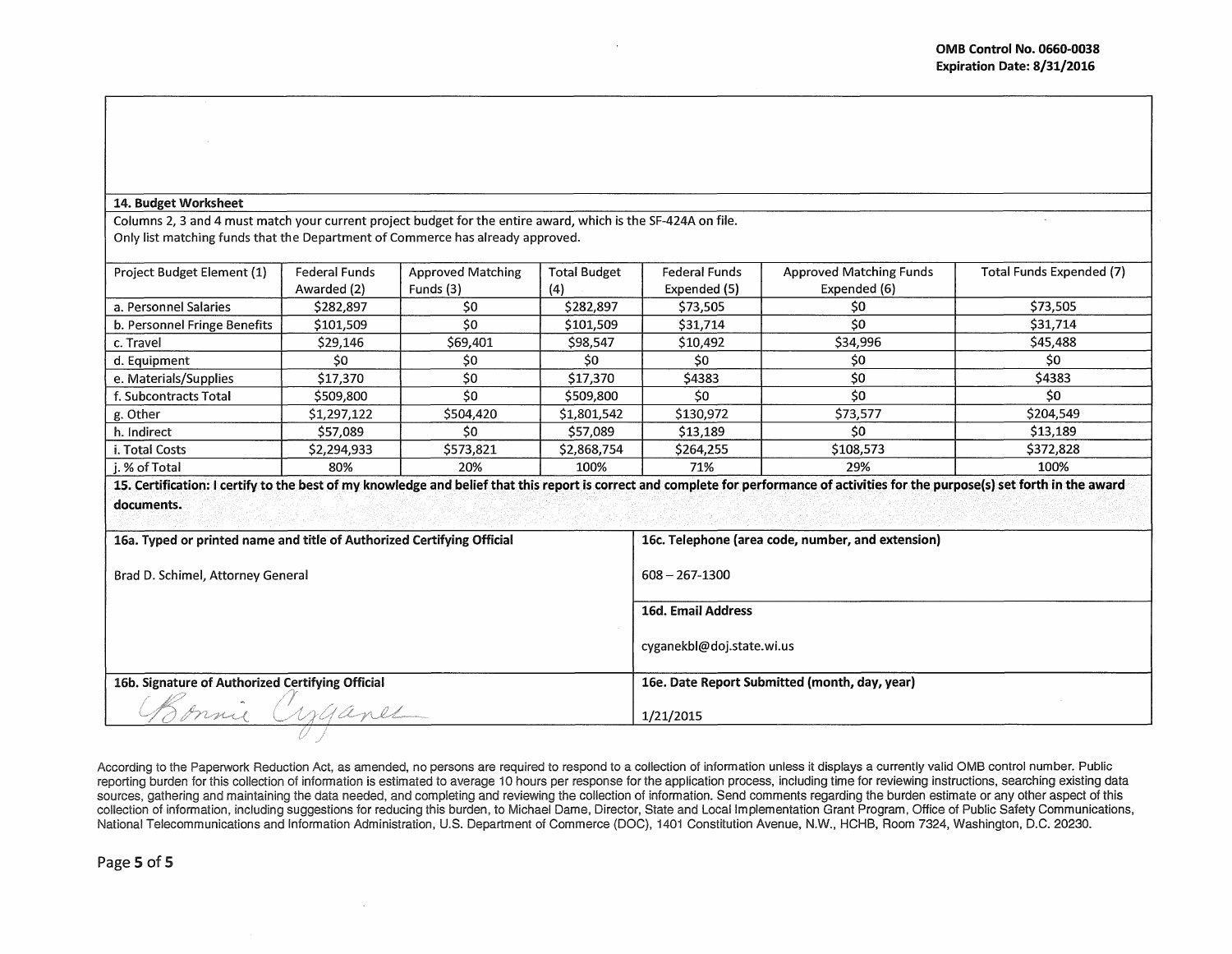OMB Control No. 0660-0038
Expiration Date: 8/31/2016

**14. Budget Worksheet**

Columns 2, 3 and 4 must match your current project budget for the entire award, which is the SF-424A on file.
Only list matching funds that the Department of Commerce has already approved.

| Project Budget Element (1) | Federal Funds Awarded (2) | Approved Matching Funds (3) | Total Budget (4) | Federal Funds Expended (5) | Approved Matching Funds Expended (6) | Total Funds Expended (7) |
|---|---|---|---|---|---|---|
| a. Personnel Salaries | $282,897 | $0 | $282,897 | $73,505 | $0 | $73,505 |
| b. Personnel Fringe Benefits | $101,509 | $0 | $101,509 | $31,714 | $0 | $31,714 |
| c. Travel | $29,146 | $69,401 | $98,547 | $10,492 | $34,996 | $45,488 |
| d. Equipment | $0 | $0 | $0 | $0 | $0 | $0 |
| e. Materials/Supplies | $17,370 | $0 | $17,370 | $4383 | $0 | $4383 |
| f. Subcontracts Total | $509,800 | $0 | $509,800 | $0 | $0 | $0 |
| g. Other | $1,297,122 | $504,420 | $1,801,542 | $130,972 | $73,577 | $204,549 |
| h. Indirect | $57,089 | $0 | $57,089 | $13,189 | $0 | $13,189 |
| i. Total Costs | $2,294,933 | $573,821 | $2,868,754 | $264,255 | $108,573 | $372,828 |
| j. % of Total | 80% | 20% | 100% | 71% | 29% | 100% |

**15. Certification: I certify to the best of my knowledge and belief that this report is correct and complete for performance of activities for the purpose(s) set forth in the award documents.**

| | |
|---|---|
| **16a. Typed or printed name and title of Authorized Certifying Official** | **16c. Telephone (area code, number, and extension)** |
| Brad D. Schimel, Attorney General | 608 – 267-1300 |
| | **16d. Email Address** |
| | cyganekbl@doj.state.wi.us |
| **16b. Signature of Authorized Certifying Official** | **16e. Date Report Submitted (month, day, year)** |
| Bonnie Cyganek | 1/21/2015 |

According to the Paperwork Reduction Act, as amended, no persons are required to respond to a collection of information unless it displays a currently valid OMB control number. Public reporting burden for this collection of information is estimated to average 10 hours per response for the application process, including time for reviewing instructions, searching existing data sources, gathering and maintaining the data needed, and completing and reviewing the collection of information. Send comments regarding the burden estimate or any other aspect of this collection of information, including suggestions for reducing this burden, to Michael Dame, Director, State and Local Implementation Grant Program, Office of Public Safety Communications, National Telecommunications and Information Administration, U.S. Department of Commerce (DOC), 1401 Constitution Avenue, N.W., HCHB, Room 7324, Washington, D.C. 20230.